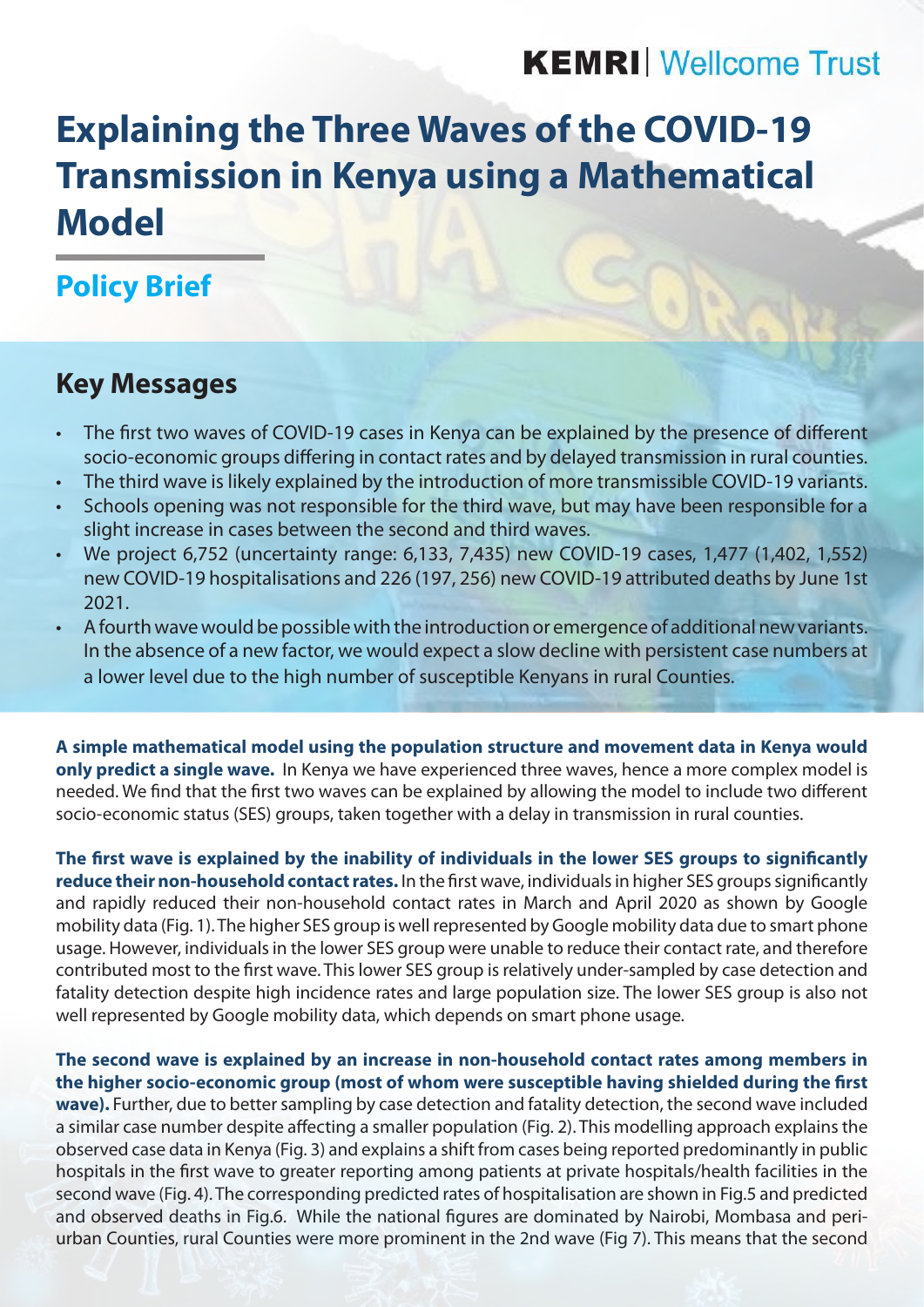KEMRI | Wellcome Trust

# Explaining the Three Waves of the COVID-19 Transmission in Kenya using a Mathematical Model

## Policy Brief

## Key Messages

- The first two waves of COVID-19 cases in Kenya can be explained by the presence of different socio-economic groups differing in contact rates and by delayed transmission in rural counties.
- The third wave is likely explained by the introduction of more transmissible COVID-19 variants.
- Schools opening was not responsible for the third wave, but may have been responsible for a slight increase in cases between the second and third waves.
- We project 6,752 (uncertainty range: 6,133, 7,435) new COVID-19 cases, 1,477 (1,402, 1,552) new COVID-19 hospitalisations and 226 (197, 256) new COVID-19 attributed deaths by June 1st 2021.
- A fourth wave would be possible with the introduction or emergence of additional new variants. In the absence of a new factor, we would expect a slow decline with persistent case numbers at a lower level due to the high number of susceptible Kenyans in rural Counties.

**A simple mathematical model using the population structure and movement data in Kenya would only predict a single wave.** In Kenya we have experienced three waves, hence a more complex model is needed. We find that the first two waves can be explained by allowing the model to include two different socio-economic status (SES) groups, taken together with a delay in transmission in rural counties.

**The first wave is explained by the inability of individuals in the lower SES groups to significantly reduce their non-household contact rates.** In the first wave, individuals in higher SES groups significantly and rapidly reduced their non-household contact rates in March and April 2020 as shown by Google mobility data (Fig. 1). The higher SES group is well represented by Google mobility data due to smart phone usage. However, individuals in the lower SES group were unable to reduce their contact rate, and therefore contributed most to the first wave. This lower SES group is relatively under-sampled by case detection and fatality detection despite high incidence rates and large population size. The lower SES group is also not well represented by Google mobility data, which depends on smart phone usage.

**The second wave is explained by an increase in non-household contact rates among members in the higher socio-economic group (most of whom were susceptible having shielded during the first wave).** Further, due to better sampling by case detection and fatality detection, the second wave included a similar case number despite affecting a smaller population (Fig. 2). This modelling approach explains the observed case data in Kenya (Fig. 3) and explains a shift from cases being reported predominantly in public hospitals in the first wave to greater reporting among patients at private hospitals/health facilities in the second wave (Fig. 4). The corresponding predicted rates of hospitalisation are shown in Fig.5 and predicted and observed deaths in Fig.6. While the national figures are dominated by Nairobi, Mombasa and peri-urban Counties, rural Counties were more prominent in the 2nd wave (Fig 7). This means that the second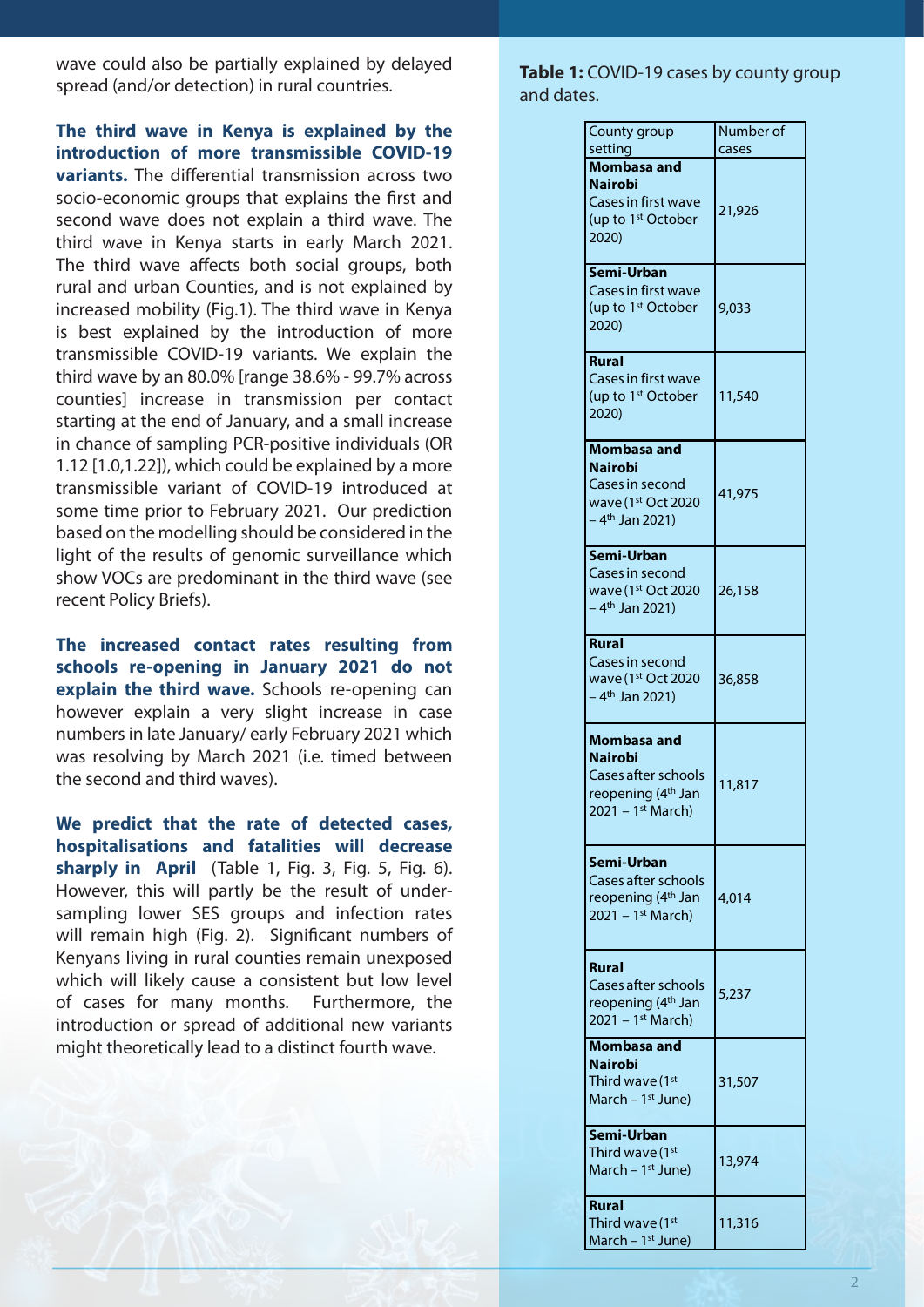wave could also be partially explained by delayed spread (and/or detection) in rural countries.

**The third wave in Kenya is explained by the introduction of more transmissible COVID-19 variants.** The differential transmission across two socio-economic groups that explains the first and second wave does not explain a third wave. The third wave in Kenya starts in early March 2021. The third wave affects both social groups, both rural and urban Counties, and is not explained by increased mobility (Fig.1). The third wave in Kenya is best explained by the introduction of more transmissible COVID-19 variants. We explain the third wave by an 80.0% [range 38.6% - 99.7% across counties] increase in transmission per contact starting at the end of January, and a small increase in chance of sampling PCR-positive individuals (OR 1.12 [1.0,1.22]), which could be explained by a more transmissible variant of COVID-19 introduced at some time prior to February 2021. Our prediction based on the modelling should be considered in the light of the results of genomic surveillance which show VOCs are predominant in the third wave (see recent Policy Briefs).

**The increased contact rates resulting from schools re-opening in January 2021 do not explain the third wave.** Schools re-opening can however explain a very slight increase in case numbers in late January/ early February 2021 which was resolving by March 2021 (i.e. timed between the second and third waves).

**We predict that the rate of detected cases, hospitalisations and fatalities will decrease sharply in April** (Table 1, Fig. 3, Fig. 5, Fig. 6). However, this will partly be the result of under-sampling lower SES groups and infection rates will remain high (Fig. 2). Significant numbers of Kenyans living in rural counties remain unexposed which will likely cause a consistent but low level of cases for many months. Furthermore, the introduction or spread of additional new variants might theoretically lead to a distinct fourth wave.

**Table 1:** COVID-19 cases by county group and dates.

| County group setting | Number of cases |
|---|---|
| **Mombasa and Nairobi** Cases in first wave (up to 1st October 2020) | 21,926 |
| **Semi-Urban** Cases in first wave (up to 1st October 2020) | 9,033 |
| **Rural** Cases in first wave (up to 1st October 2020) | 11,540 |
| **Mombasa and Nairobi** Cases in second wave (1st Oct 2020 – 4th Jan 2021) | 41,975 |
| **Semi-Urban** Cases in second wave (1st Oct 2020 – 4th Jan 2021) | 26,158 |
| **Rural** Cases in second wave (1st Oct 2020 – 4th Jan 2021) | 36,858 |
| **Mombasa and Nairobi** Cases after schools reopening (4th Jan 2021 – 1st March) | 11,817 |
| **Semi-Urban** Cases after schools reopening (4th Jan 2021 – 1st March) | 4,014 |
| **Rural** Cases after schools reopening (4th Jan 2021 – 1st March) | 5,237 |
| **Mombasa and Nairobi** Third wave (1st March – 1st June) | 31,507 |
| **Semi-Urban** Third wave (1st March – 1st June) | 13,974 |
| **Rural** Third wave (1st March – 1st June) | 11,316 |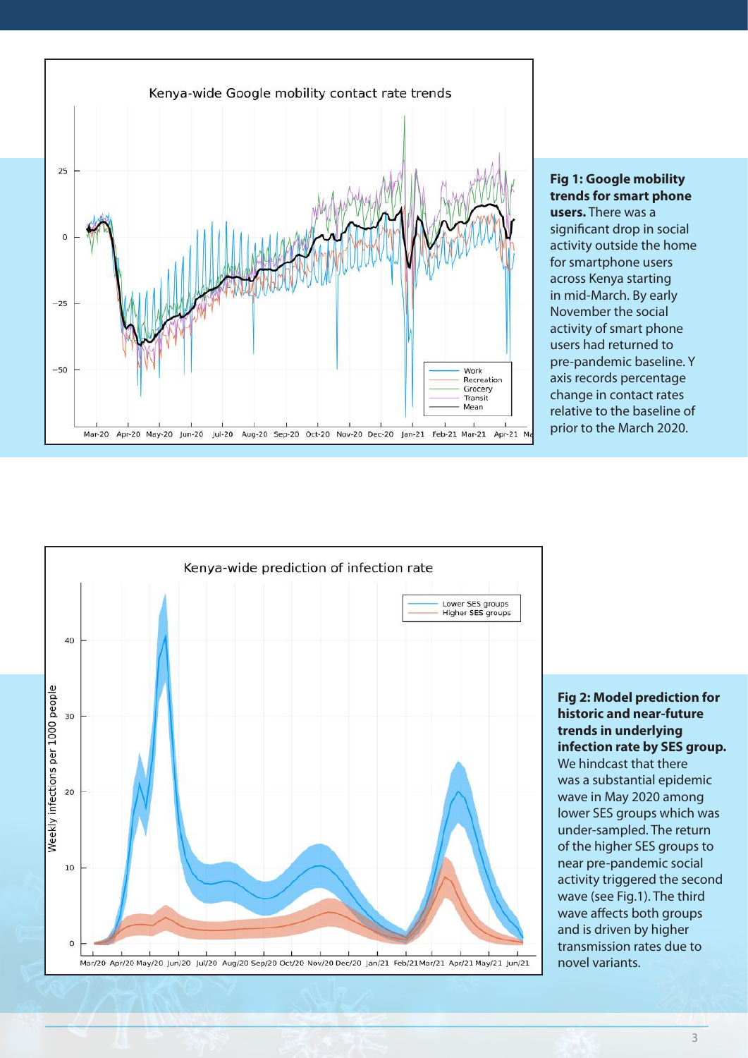**Fig 1: Google mobility trends for smart phone users.** There was a significant drop in social activity outside the home for smartphone users across Kenya starting in mid-March. By early November the social activity of smart phone users had returned to pre-pandemic baseline. Y axis records percentage change in contact rates relative to the baseline of prior to the March 2020.

**Fig 2: Model prediction for historic and near-future trends in underlying infection rate by SES group.** We hindcast that there was a substantial epidemic wave in May 2020 among lower SES groups which was under-sampled. The return of the higher SES groups to near pre-pandemic social activity triggered the second wave (see Fig.1). The third wave affects both groups and is driven by higher transmission rates due to novel variants.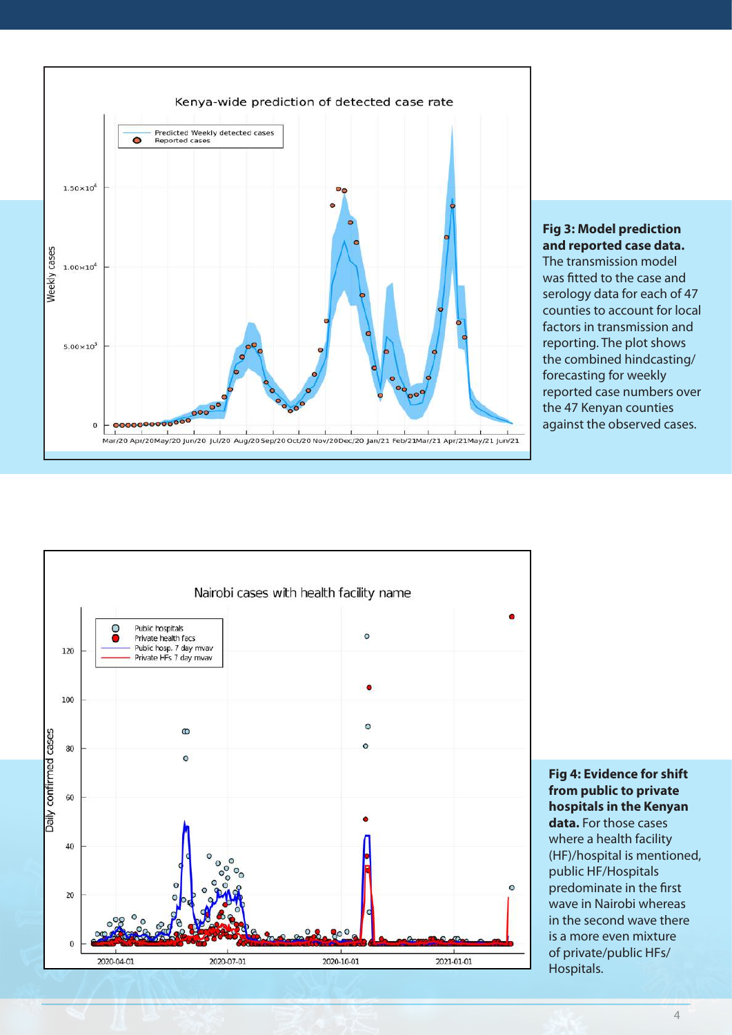**Fig 3: Model prediction and reported case data.** The transmission model was fitted to the case and serology data for each of 47 counties to account for local factors in transmission and reporting. The plot shows the combined hindcasting/ forecasting for weekly reported case numbers over the 47 Kenyan counties against the observed cases.

**Fig 4: Evidence for shift from public to private hospitals in the Kenyan data.** For those cases where a health facility (HF)/hospital is mentioned, public HF/Hospitals predominate in the first wave in Nairobi whereas in the second wave there is a more even mixture of private/public HFs/ Hospitals.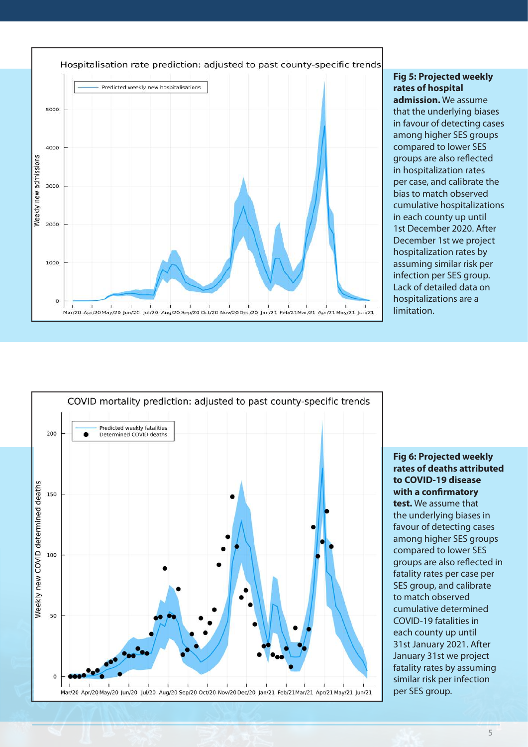**Fig 5: Projected weekly rates of hospital admission.** We assume that the underlying biases in favour of detecting cases among higher SES groups compared to lower SES groups are also reflected in hospitalization rates per case, and calibrate the bias to match observed cumulative hospitalizations in each county up until 1st December 2020. After December 1st we project hospitalization rates by assuming similar risk per infection per SES group. Lack of detailed data on hospitalizations are a limitation.

**Fig 6: Projected weekly rates of deaths attributed to COVID-19 disease with a confirmatory test.** We assume that the underlying biases in favour of detecting cases among higher SES groups compared to lower SES groups are also reflected in fatality rates per case per SES group, and calibrate to match observed cumulative determined COVID-19 fatalities in each county up until 31st January 2021. After January 31st we project fatality rates by assuming similar risk per infection per SES group.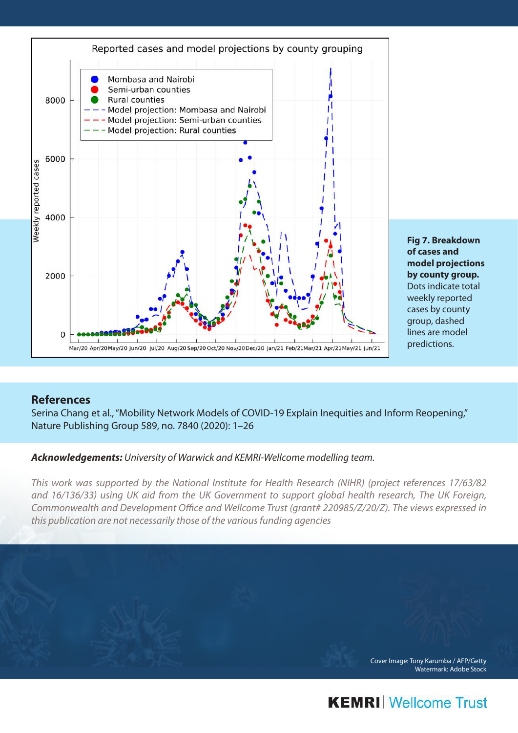Reported cases and model projections by county grouping

Mombasa and Nairobi
Semi-urban counties
Rural counties
Model projection: Mombasa and Nairobi
Model projection: Semi-urban counties
Model projection: Rural counties

Weekly reported cases

8000
6000
4000
2000
0

Mar/20 Apr/20 May/20 Jun/20 Jul/20 Aug/20 Sep/20 Oct/20 Nov/20 Dec/20 Jan/21 Feb/21 Mar/21 Apr/21 May/21 Jun/21

**Fig 7. Breakdown of cases and model projections by county group.** Dots indicate total weekly reported cases by county group, dashed lines are model predictions.

## References

Serina Chang et al., "Mobility Network Models of COVID-19 Explain Inequities and Inform Reopening," Nature Publishing Group 589, no. 7840 (2020): 1–26

***Acknowledgements:*** *University of Warwick and KEMRI-Wellcome modelling team.*

*This work was supported by the National Institute for Health Research (NIHR) (project references 17/63/82 and 16/136/33) using UK aid from the UK Government to support global health research, The UK Foreign, Commonwealth and Development Office and Wellcome Trust (grant# 220985/Z/20/Z). The views expressed in this publication are not necessarily those of the various funding agencies*

Cover Image: Tony Karumba / AFP/Getty
Watermark: Adobe Stock

**KEMRI** | Wellcome Trust